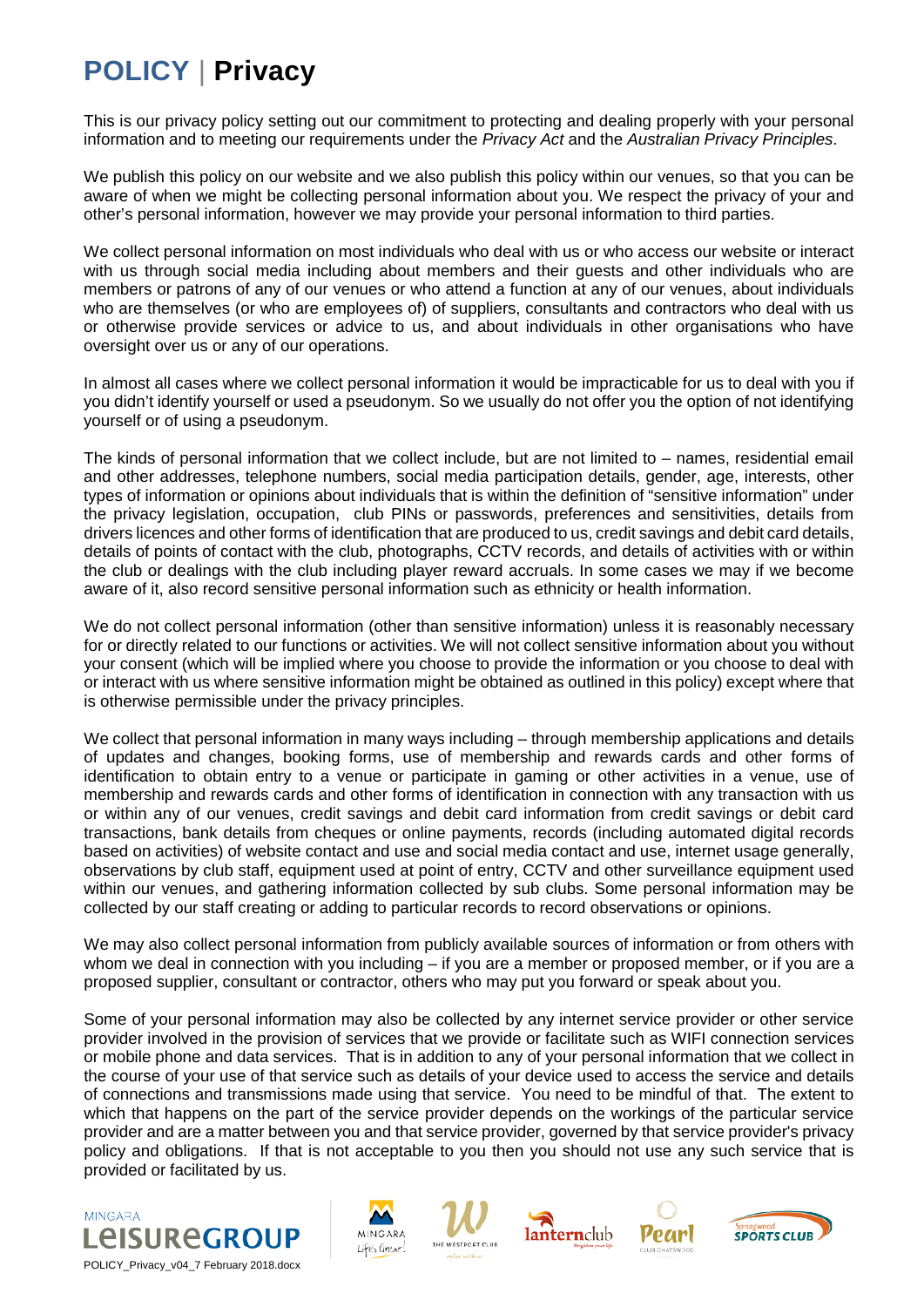# POLICY | Privacy

This is our privacy policy setting out our commitment to protecting and dealing properly with your personal information and to meeting our requirements under the *Privacy Act* and the *Australian Privacy Principles*.

We publish this policy on our website and we also publish this policy within our venues, so that you can be aware of when we might be collecting personal information about you. We respect the privacy of your and other's personal information, however we may provide your personal information to third parties.

We collect personal information on most individuals who deal with us or who access our website or interact with us through social media including about members and their guests and other individuals who are members or patrons of any of our venues or who attend a function at any of our venues, about individuals who are themselves (or who are employees of) of suppliers, consultants and contractors who deal with us or otherwise provide services or advice to us, and about individuals in other organisations who have oversight over us or any of our operations.

In almost all cases where we collect personal information it would be impracticable for us to deal with you if you didn't identify yourself or used a pseudonym. So we usually do not offer you the option of not identifying yourself or of using a pseudonym.

The kinds of personal information that we collect include, but are not limited to – names, residential email and other addresses, telephone numbers, social media participation details, gender, age, interests, other types of information or opinions about individuals that is within the definition of "sensitive information" under the privacy legislation, occupation, club PINs or passwords, preferences and sensitivities, details from drivers licences and other forms of identification that are produced to us, credit savings and debit card details, details of points of contact with the club, photographs, CCTV records, and details of activities with or within the club or dealings with the club including player reward accruals. In some cases we may if we become aware of it, also record sensitive personal information such as ethnicity or health information.

We do not collect personal information (other than sensitive information) unless it is reasonably necessary for or directly related to our functions or activities. We will not collect sensitive information about you without your consent (which will be implied where you choose to provide the information or you choose to deal with or interact with us where sensitive information might be obtained as outlined in this policy) except where that is otherwise permissible under the privacy principles.

We collect that personal information in many ways including – through membership applications and details of updates and changes, booking forms, use of membership and rewards cards and other forms of identification to obtain entry to a venue or participate in gaming or other activities in a venue, use of membership and rewards cards and other forms of identification in connection with any transaction with us or within any of our venues, credit savings and debit card information from credit savings or debit card transactions, bank details from cheques or online payments, records (including automated digital records based on activities) of website contact and use and social media contact and use, internet usage generally, observations by club staff, equipment used at point of entry, CCTV and other surveillance equipment used within our venues, and gathering information collected by sub clubs. Some personal information may be collected by our staff creating or adding to particular records to record observations or opinions.

We may also collect personal information from publicly available sources of information or from others with whom we deal in connection with you including – if you are a member or proposed member, or if you are a proposed supplier, consultant or contractor, others who may put you forward or speak about you.

Some of your personal information may also be collected by any internet service provider or other service provider involved in the provision of services that we provide or facilitate such as WIFI connection services or mobile phone and data services. That is in addition to any of your personal information that we collect in the course of your use of that service such as details of your device used to access the service and details of connections and transmissions made using that service. You need to be mindful of that. The extent to which that happens on the part of the service provider depends on the workings of the particular service provider and are a matter between you and that service provider, governed by that service provider's privacy policy and obligations. If that is not acceptable to you then you should not use any such service that is provided or facilitated by us.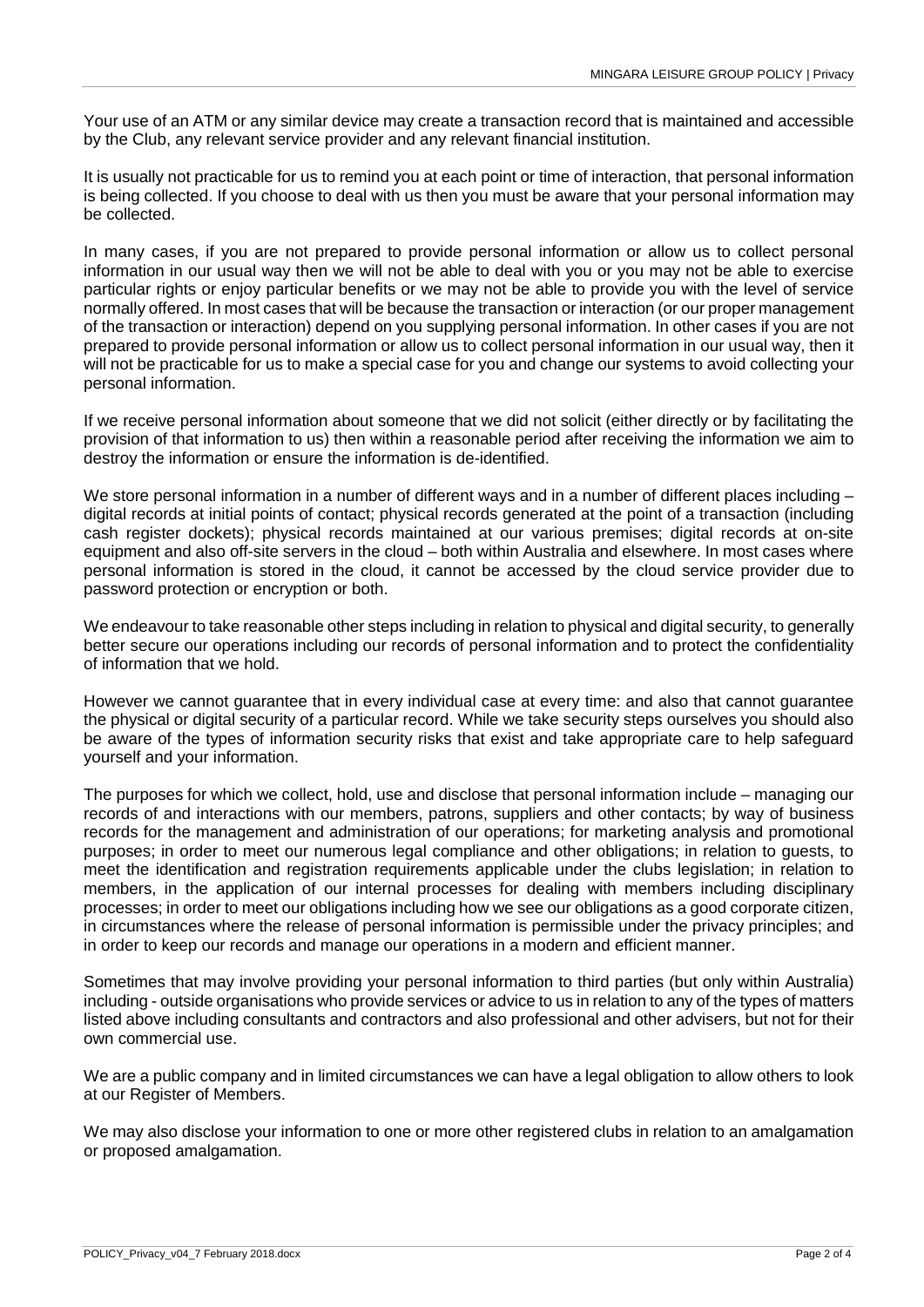Your use of an ATM or any similar device may create a transaction record that is maintained and accessible by the Club, any relevant service provider and any relevant financial institution.

It is usually not practicable for us to remind you at each point or time of interaction, that personal information is being collected. If you choose to deal with us then you must be aware that your personal information may be collected.

In many cases, if you are not prepared to provide personal information or allow us to collect personal information in our usual way then we will not be able to deal with you or you may not be able to exercise particular rights or enjoy particular benefits or we may not be able to provide you with the level of service normally offered. In most cases that will be because the transaction or interaction (or our proper management of the transaction or interaction) depend on you supplying personal information. In other cases if you are not prepared to provide personal information or allow us to collect personal information in our usual way, then it will not be practicable for us to make a special case for you and change our systems to avoid collecting your personal information.

If we receive personal information about someone that we did not solicit (either directly or by facilitating the provision of that information to us) then within a reasonable period after receiving the information we aim to destroy the information or ensure the information is de-identified.

We store personal information in a number of different ways and in a number of different places including – digital records at initial points of contact; physical records generated at the point of a transaction (including cash register dockets); physical records maintained at our various premises; digital records at on-site equipment and also off-site servers in the cloud – both within Australia and elsewhere. In most cases where personal information is stored in the cloud, it cannot be accessed by the cloud service provider due to password protection or encryption or both.

We endeavour to take reasonable other steps including in relation to physical and digital security, to generally better secure our operations including our records of personal information and to protect the confidentiality of information that we hold.

However we cannot guarantee that in every individual case at every time: and also that cannot guarantee the physical or digital security of a particular record. While we take security steps ourselves you should also be aware of the types of information security risks that exist and take appropriate care to help safeguard yourself and your information.

The purposes for which we collect, hold, use and disclose that personal information include – managing our records of and interactions with our members, patrons, suppliers and other contacts; by way of business records for the management and administration of our operations; for marketing analysis and promotional purposes; in order to meet our numerous legal compliance and other obligations; in relation to guests, to meet the identification and registration requirements applicable under the clubs legislation; in relation to members, in the application of our internal processes for dealing with members including disciplinary processes; in order to meet our obligations including how we see our obligations as a good corporate citizen, in circumstances where the release of personal information is permissible under the privacy principles; and in order to keep our records and manage our operations in a modern and efficient manner.

Sometimes that may involve providing your personal information to third parties (but only within Australia) including - outside organisations who provide services or advice to us in relation to any of the types of matters listed above including consultants and contractors and also professional and other advisers, but not for their own commercial use.

We are a public company and in limited circumstances we can have a legal obligation to allow others to look at our Register of Members.

We may also disclose your information to one or more other registered clubs in relation to an amalgamation or proposed amalgamation.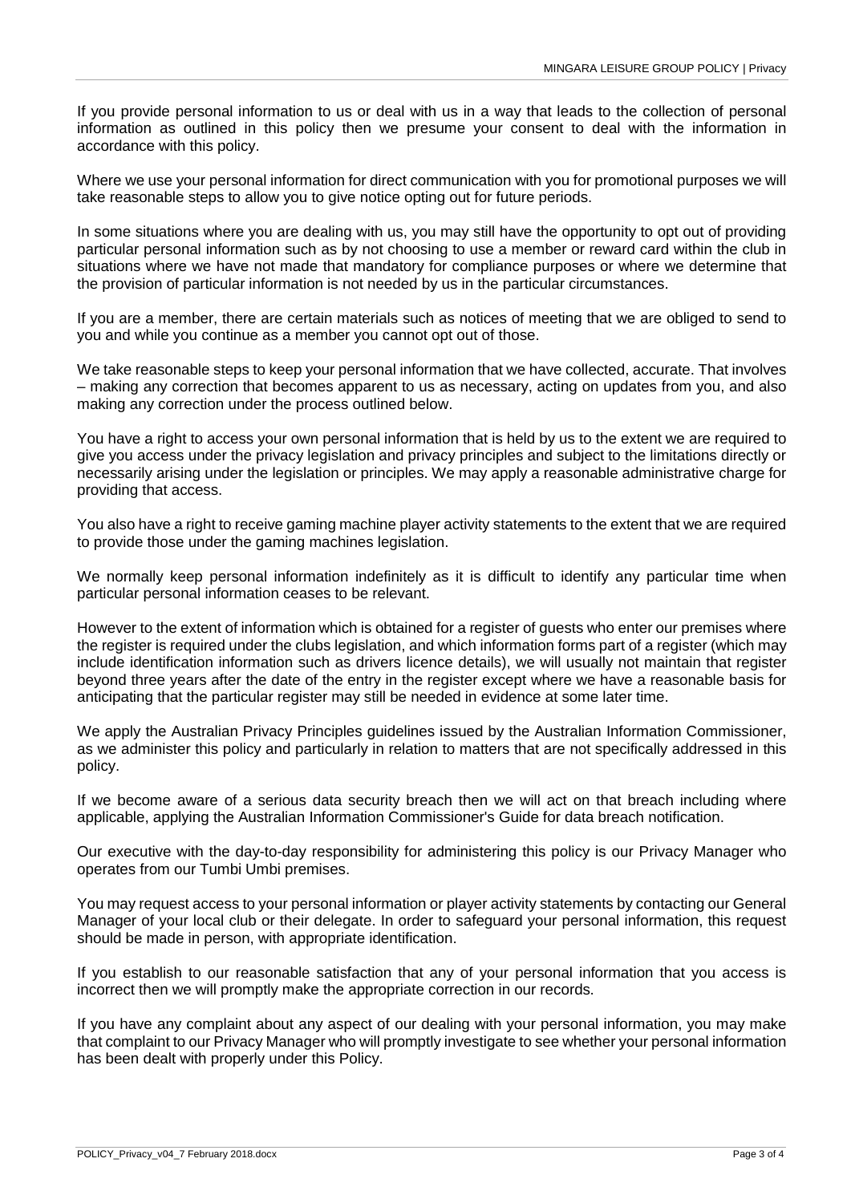If you provide personal information to us or deal with us in a way that leads to the collection of personal information as outlined in this policy then we presume your consent to deal with the information in accordance with this policy.

Where we use your personal information for direct communication with you for promotional purposes we will take reasonable steps to allow you to give notice opting out for future periods.

In some situations where you are dealing with us, you may still have the opportunity to opt out of providing particular personal information such as by not choosing to use a member or reward card within the club in situations where we have not made that mandatory for compliance purposes or where we determine that the provision of particular information is not needed by us in the particular circumstances.

If you are a member, there are certain materials such as notices of meeting that we are obliged to send to you and while you continue as a member you cannot opt out of those.

We take reasonable steps to keep your personal information that we have collected, accurate. That involves – making any correction that becomes apparent to us as necessary, acting on updates from you, and also making any correction under the process outlined below.

You have a right to access your own personal information that is held by us to the extent we are required to give you access under the privacy legislation and privacy principles and subject to the limitations directly or necessarily arising under the legislation or principles. We may apply a reasonable administrative charge for providing that access.

You also have a right to receive gaming machine player activity statements to the extent that we are required to provide those under the gaming machines legislation.

We normally keep personal information indefinitely as it is difficult to identify any particular time when particular personal information ceases to be relevant.

However to the extent of information which is obtained for a register of guests who enter our premises where the register is required under the clubs legislation, and which information forms part of a register (which may include identification information such as drivers licence details), we will usually not maintain that register beyond three years after the date of the entry in the register except where we have a reasonable basis for anticipating that the particular register may still be needed in evidence at some later time.

We apply the Australian Privacy Principles guidelines issued by the Australian Information Commissioner, as we administer this policy and particularly in relation to matters that are not specifically addressed in this policy.

If we become aware of a serious data security breach then we will act on that breach including where applicable, applying the Australian Information Commissioner's Guide for data breach notification.

Our executive with the day-to-day responsibility for administering this policy is our Privacy Manager who operates from our Tumbi Umbi premises.

You may request access to your personal information or player activity statements by contacting our General Manager of your local club or their delegate. In order to safeguard your personal information, this request should be made in person, with appropriate identification.

If you establish to our reasonable satisfaction that any of your personal information that you access is incorrect then we will promptly make the appropriate correction in our records.

If you have any complaint about any aspect of our dealing with your personal information, you may make that complaint to our Privacy Manager who will promptly investigate to see whether your personal information has been dealt with properly under this Policy.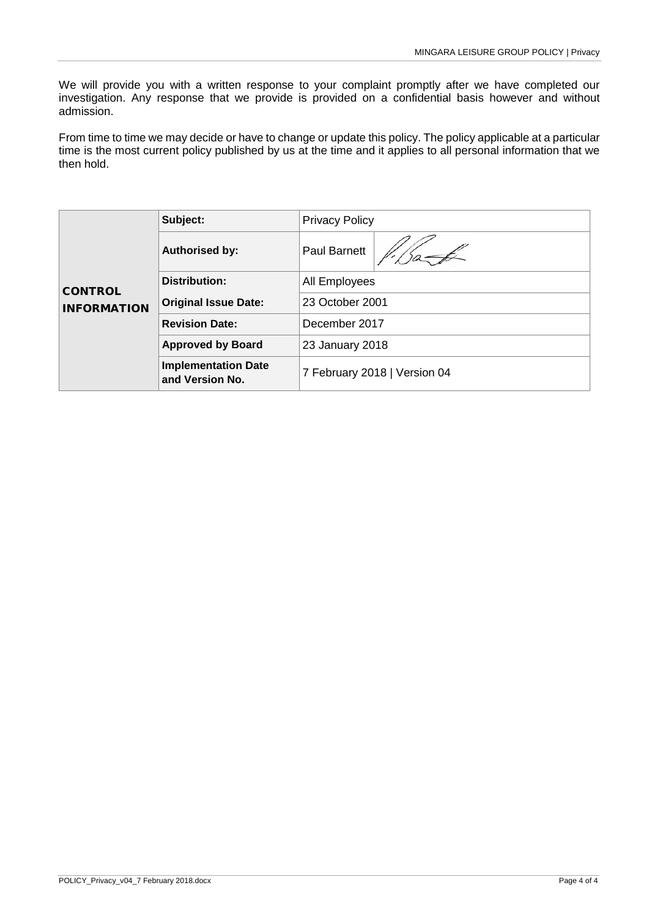We will provide you with a written response to your complaint promptly after we have completed our investigation. Any response that we provide is provided on a confidential basis however and without admission.

From time to time we may decide or have to change or update this policy. The policy applicable at a particular time is the most current policy published by us at the time and it applies to all personal information that we then hold.

| | | |
|---|---|---|
| **CONTROL INFORMATION** | **Subject:** | Privacy Policy |
| | **Authorised by:** | Paul Barnett |
| | **Distribution:** | All Employees |
| | **Original Issue Date:** | 23 October 2001 |
| | **Revision Date:** | December 2017 |
| | **Approved by Board** | 23 January 2018 |
| | **Implementation Date and Version No.** | 7 February 2018 \| Version 04 |